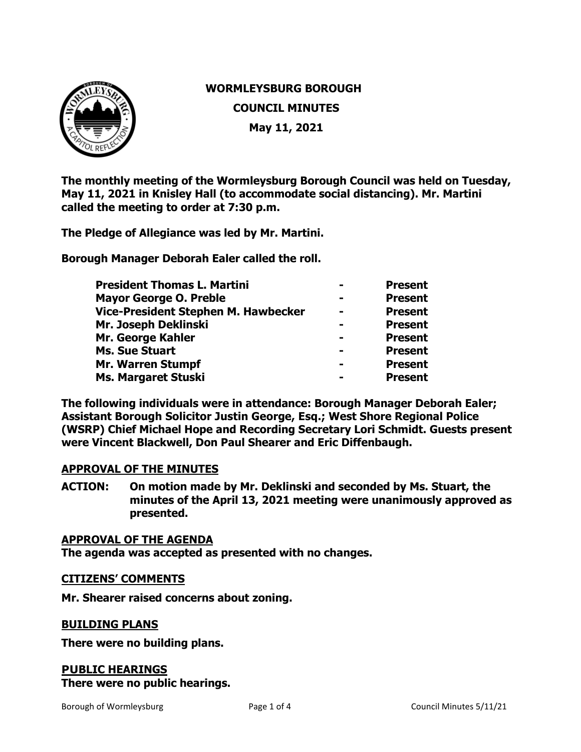# WORMLEYSBURG BOROUGH

## COUNCIL MINUTES

## May 11, 2021

**The monthly meeting of the Wormleysburg Borough Council was held on Tuesday, May 11, 2021 in Knisley Hall (to accommodate social distancing). Mr. Martini called the meeting to order at 7:30 p.m.**

**The Pledge of Allegiance was led by Mr. Martini.**

**Borough Manager Deborah Ealer called the roll.**

| | | |
|---|---|---|
| **President Thomas L. Martini** | **-** | **Present** |
| **Mayor George O. Preble** | **-** | **Present** |
| **Vice-President Stephen M. Hawbecker** | **-** | **Present** |
| **Mr. Joseph Deklinski** | **-** | **Present** |
| **Mr. George Kahler** | **-** | **Present** |
| **Ms. Sue Stuart** | **-** | **Present** |
| **Mr. Warren Stumpf** | **-** | **Present** |
| **Ms. Margaret Stuski** | **-** | **Present** |

**The following individuals were in attendance: Borough Manager Deborah Ealer; Assistant Borough Solicitor Justin George, Esq.; West Shore Regional Police (WSRP) Chief Michael Hope and Recording Secretary Lori Schmidt. Guests present were Vincent Blackwell, Don Paul Shearer and Eric Diffenbaugh.**

### APPROVAL OF THE MINUTES

**ACTION: On motion made by Mr. Deklinski and seconded by Ms. Stuart, the minutes of the April 13, 2021 meeting were unanimously approved as presented.**

### APPROVAL OF THE AGENDA

**The agenda was accepted as presented with no changes.**

### CITIZENS' COMMENTS

**Mr. Shearer raised concerns about zoning.**

### BUILDING PLANS

**There were no building plans.**

### PUBLIC HEARINGS

**There were no public hearings.**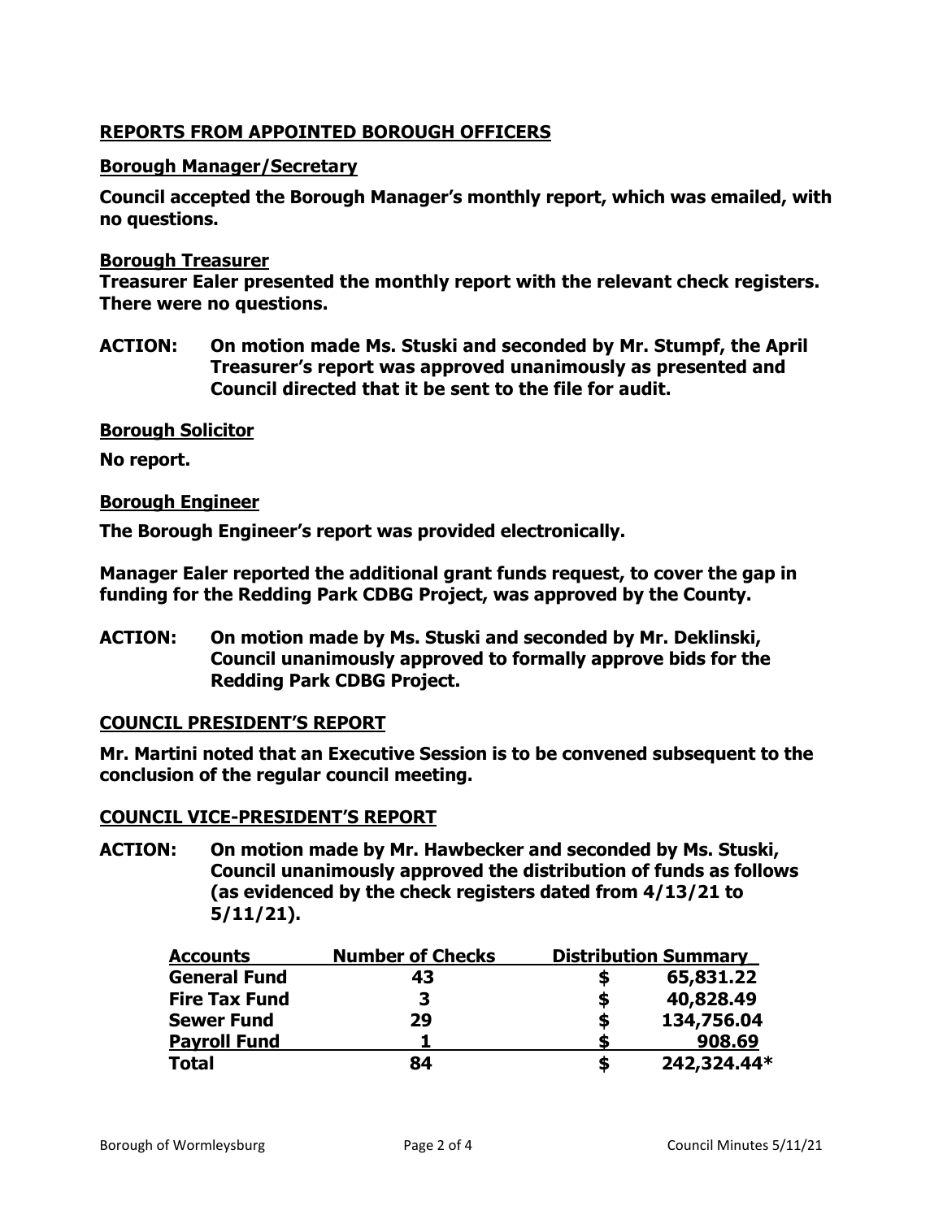## REPORTS FROM APPOINTED BOROUGH OFFICERS

### Borough Manager/Secretary

**Council accepted the Borough Manager's monthly report, which was emailed, with no questions.**

### Borough Treasurer

**Treasurer Ealer presented the monthly report with the relevant check registers. There were no questions.**

**ACTION: On motion made Ms. Stuski and seconded by Mr. Stumpf, the April Treasurer's report was approved unanimously as presented and Council directed that it be sent to the file for audit.**

### Borough Solicitor

**No report.**

### Borough Engineer

**The Borough Engineer's report was provided electronically.**

**Manager Ealer reported the additional grant funds request, to cover the gap in funding for the Redding Park CDBG Project, was approved by the County.**

**ACTION: On motion made by Ms. Stuski and seconded by Mr. Deklinski, Council unanimously approved to formally approve bids for the Redding Park CDBG Project.**

## COUNCIL PRESIDENT'S REPORT

**Mr. Martini noted that an Executive Session is to be convened subsequent to the conclusion of the regular council meeting.**

## COUNCIL VICE-PRESIDENT'S REPORT

**ACTION: On motion made by Mr. Hawbecker and seconded by Ms. Stuski, Council unanimously approved the distribution of funds as follows (as evidenced by the check registers dated from 4/13/21 to 5/11/21).**

| Accounts | Number of Checks | Distribution Summary |
|---|---|---|
| **General Fund** | **43** | **$ 65,831.22** |
| **Fire Tax Fund** | **3** | **$ 40,828.49** |
| **Sewer Fund** | **29** | **$ 134,756.04** |
| **Payroll Fund** | **1** | **$ 908.69** |
| **Total** | **84** | **$ 242,324.44*** |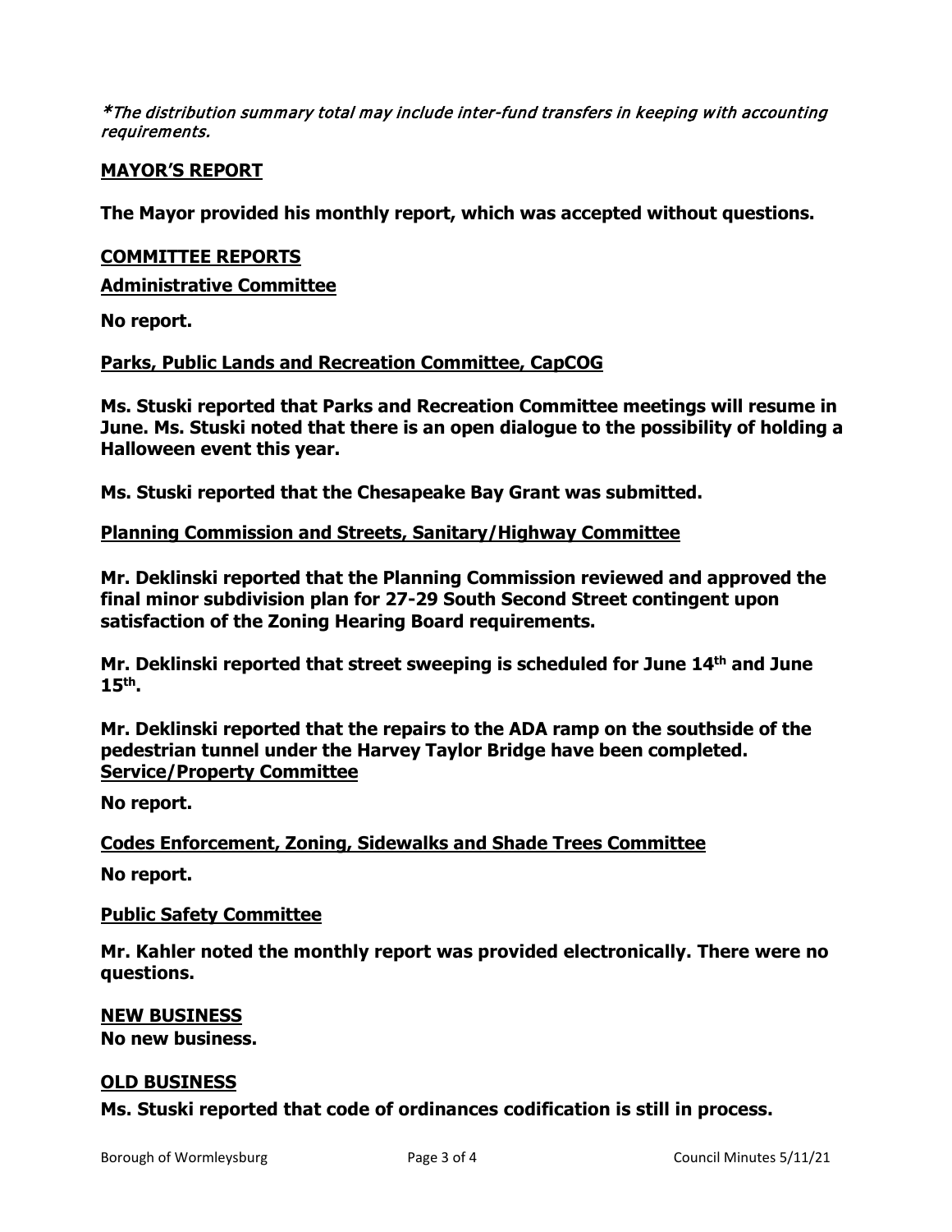*\*The distribution summary total may include inter-fund transfers in keeping with accounting requirements.*

**MAYOR'S REPORT**

**The Mayor provided his monthly report, which was accepted without questions.**

**COMMITTEE REPORTS**

**Administrative Committee**

**No report.**

**Parks, Public Lands and Recreation Committee, CapCOG**

**Ms. Stuski reported that Parks and Recreation Committee meetings will resume in June. Ms. Stuski noted that there is an open dialogue to the possibility of holding a Halloween event this year.**

**Ms. Stuski reported that the Chesapeake Bay Grant was submitted.**

**Planning Commission and Streets, Sanitary/Highway Committee**

**Mr. Deklinski reported that the Planning Commission reviewed and approved the final minor subdivision plan for 27-29 South Second Street contingent upon satisfaction of the Zoning Hearing Board requirements.**

**Mr. Deklinski reported that street sweeping is scheduled for June 14th and June 15th.**

**Mr. Deklinski reported that the repairs to the ADA ramp on the southside of the pedestrian tunnel under the Harvey Taylor Bridge have been completed.**

**Service/Property Committee**

**No report.**

**Codes Enforcement, Zoning, Sidewalks and Shade Trees Committee**

**No report.**

**Public Safety Committee**

**Mr. Kahler noted the monthly report was provided electronically. There were no questions.**

**NEW BUSINESS**

**No new business.**

**OLD BUSINESS**

**Ms. Stuski reported that code of ordinances codification is still in process.**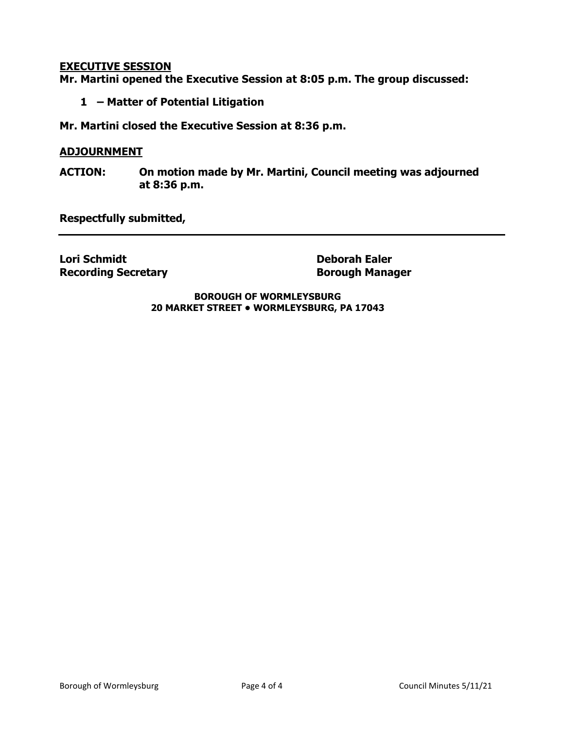**EXECUTIVE SESSION**

**Mr. Martini opened the Executive Session at 8:05 p.m. The group discussed:**

**1 – Matter of Potential Litigation**

**Mr. Martini closed the Executive Session at 8:36 p.m.**

**ADJOURNMENT**

**ACTION: On motion made by Mr. Martini, Council meeting was adjourned at 8:36 p.m.**

**Respectfully submitted,**

---

| | |
|---|---|
| **Lori Schmidt** | **Deborah Ealer** |
| **Recording Secretary** | **Borough Manager** |

**BOROUGH OF WORMLEYSBURG**
**20 MARKET STREET • WORMLEYSBURG, PA 17043**